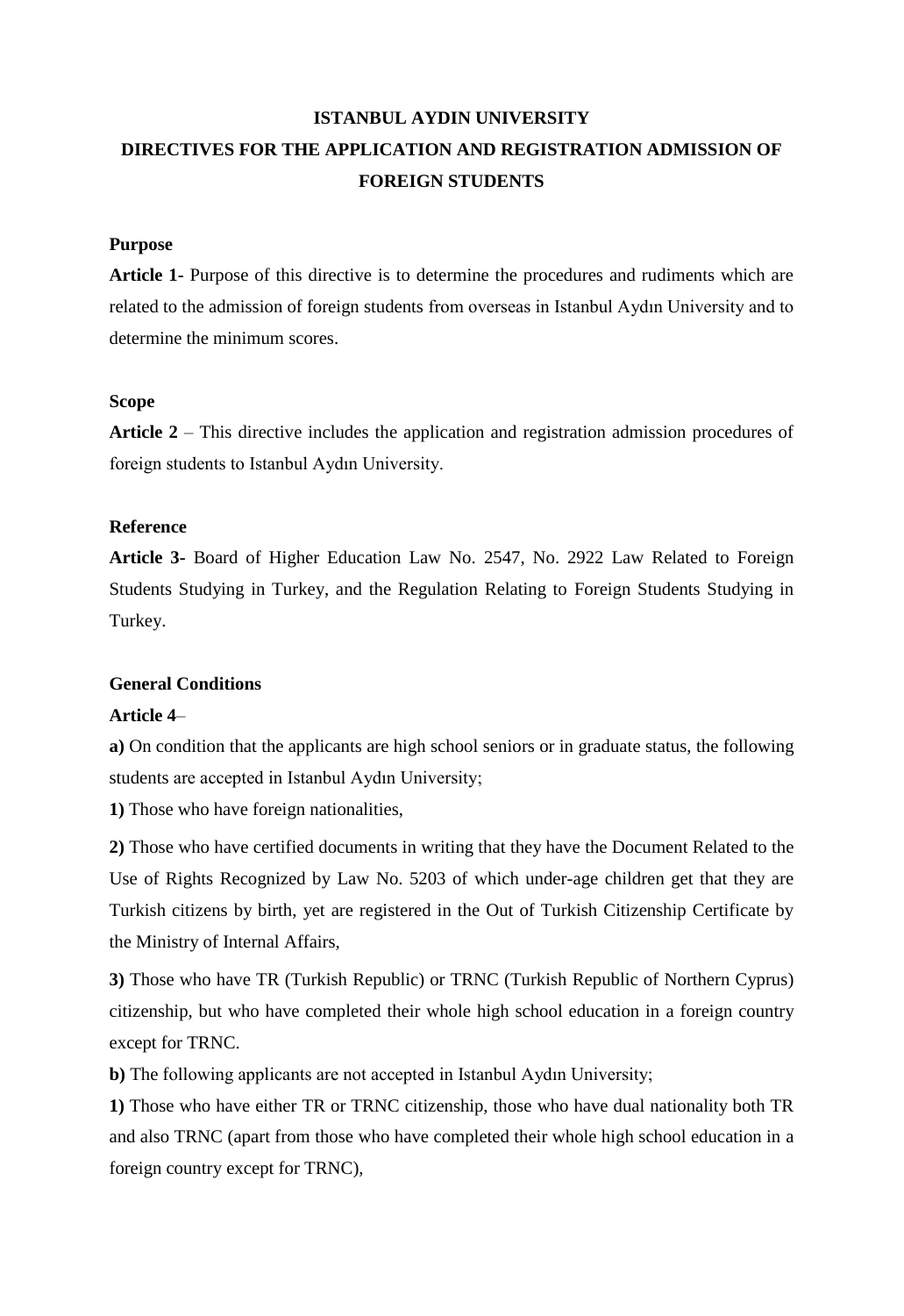# ISTANBUL AYDIN UNIVERSITY
# DIRECTIVES FOR THE APPLICATION AND REGISTRATION ADMISSION OF FOREIGN STUDENTS

**Purpose**

**Article 1-** Purpose of this directive is to determine the procedures and rudiments which are related to the admission of foreign students from overseas in Istanbul Aydın University and to determine the minimum scores.

**Scope**

**Article 2** – This directive includes the application and registration admission procedures of foreign students to Istanbul Aydın University.

**Reference**

**Article 3-** Board of Higher Education Law No. 2547, No. 2922 Law Related to Foreign Students Studying in Turkey, and the Regulation Relating to Foreign Students Studying in Turkey.

**General Conditions**

**Article 4**–

**a)** On condition that the applicants are high school seniors or in graduate status, the following students are accepted in Istanbul Aydın University;

**1)** Those who have foreign nationalities,

**2)** Those who have certified documents in writing that they have the Document Related to the Use of Rights Recognized by Law No. 5203 of which under-age children get that they are Turkish citizens by birth, yet are registered in the Out of Turkish Citizenship Certificate by the Ministry of Internal Affairs,

**3)** Those who have TR (Turkish Republic) or TRNC (Turkish Republic of Northern Cyprus) citizenship, but who have completed their whole high school education in a foreign country except for TRNC.

**b)** The following applicants are not accepted in Istanbul Aydın University;

**1)** Those who have either TR or TRNC citizenship, those who have dual nationality both TR and also TRNC (apart from those who have completed their whole high school education in a foreign country except for TRNC),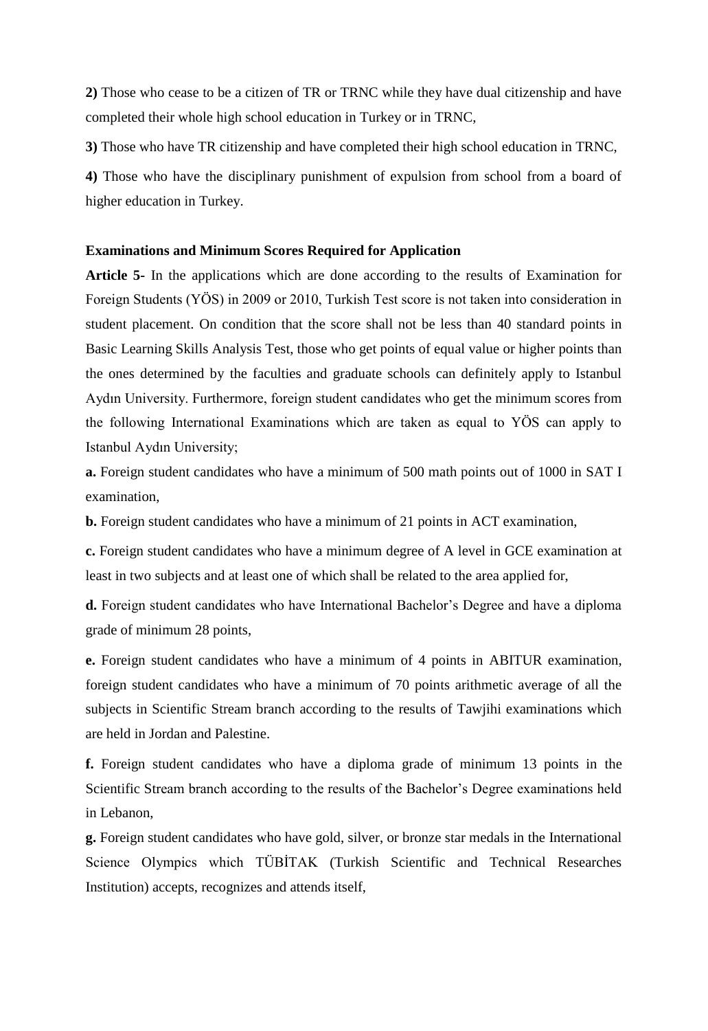**2)** Those who cease to be a citizen of TR or TRNC while they have dual citizenship and have completed their whole high school education in Turkey or in TRNC,

**3)** Those who have TR citizenship and have completed their high school education in TRNC,

**4)** Those who have the disciplinary punishment of expulsion from school from a board of higher education in Turkey.

**Examinations and Minimum Scores Required for Application**

**Article 5-** In the applications which are done according to the results of Examination for Foreign Students (YÖS) in 2009 or 2010, Turkish Test score is not taken into consideration in student placement. On condition that the score shall not be less than 40 standard points in Basic Learning Skills Analysis Test, those who get points of equal value or higher points than the ones determined by the faculties and graduate schools can definitely apply to Istanbul Aydın University. Furthermore, foreign student candidates who get the minimum scores from the following International Examinations which are taken as equal to YÖS can apply to Istanbul Aydın University;

**a.** Foreign student candidates who have a minimum of 500 math points out of 1000 in SAT I examination,

**b.** Foreign student candidates who have a minimum of 21 points in ACT examination,

**c.** Foreign student candidates who have a minimum degree of A level in GCE examination at least in two subjects and at least one of which shall be related to the area applied for,

**d.** Foreign student candidates who have International Bachelor's Degree and have a diploma grade of minimum 28 points,

**e.** Foreign student candidates who have a minimum of 4 points in ABITUR examination, foreign student candidates who have a minimum of 70 points arithmetic average of all the subjects in Scientific Stream branch according to the results of Tawjihi examinations which are held in Jordan and Palestine.

**f.** Foreign student candidates who have a diploma grade of minimum 13 points in the Scientific Stream branch according to the results of the Bachelor's Degree examinations held in Lebanon,

**g.** Foreign student candidates who have gold, silver, or bronze star medals in the International Science Olympics which TÜBİTAK (Turkish Scientific and Technical Researches Institution) accepts, recognizes and attends itself,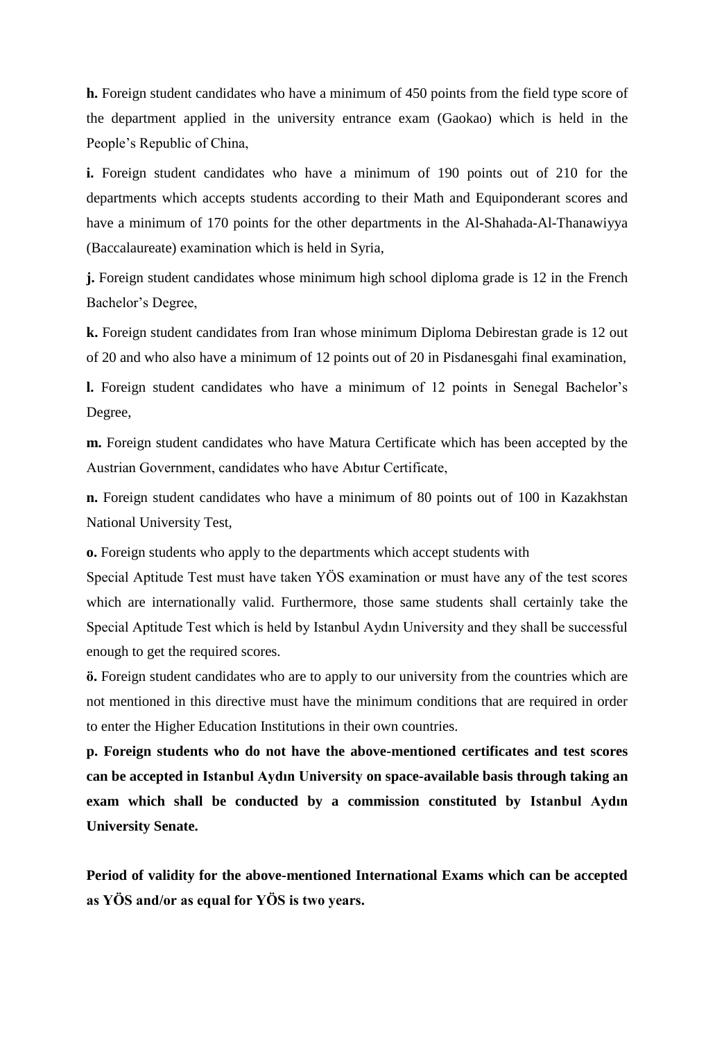**h.** Foreign student candidates who have a minimum of 450 points from the field type score of the department applied in the university entrance exam (Gaokao) which is held in the People's Republic of China,

**i.** Foreign student candidates who have a minimum of 190 points out of 210 for the departments which accepts students according to their Math and Equiponderant scores and have a minimum of 170 points for the other departments in the Al-Shahada-Al-Thanawiyya (Baccalaureate) examination which is held in Syria,

**j.** Foreign student candidates whose minimum high school diploma grade is 12 in the French Bachelor's Degree,

**k.** Foreign student candidates from Iran whose minimum Diploma Debirestan grade is 12 out of 20 and who also have a minimum of 12 points out of 20 in Pisdanesgahi final examination,

**l.** Foreign student candidates who have a minimum of 12 points in Senegal Bachelor's Degree,

**m.** Foreign student candidates who have Matura Certificate which has been accepted by the Austrian Government, candidates who have Abıtur Certificate,

**n.** Foreign student candidates who have a minimum of 80 points out of 100 in Kazakhstan National University Test,

**o.** Foreign students who apply to the departments which accept students with Special Aptitude Test must have taken YÖS examination or must have any of the test scores which are internationally valid. Furthermore, those same students shall certainly take the Special Aptitude Test which is held by Istanbul Aydın University and they shall be successful enough to get the required scores.

**ö.** Foreign student candidates who are to apply to our university from the countries which are not mentioned in this directive must have the minimum conditions that are required in order to enter the Higher Education Institutions in their own countries.

**p. Foreign students who do not have the above-mentioned certificates and test scores can be accepted in Istanbul Aydın University on space-available basis through taking an exam which shall be conducted by a commission constituted by Istanbul Aydın University Senate.**

**Period of validity for the above-mentioned International Exams which can be accepted as YÖS and/or as equal for YÖS is two years.**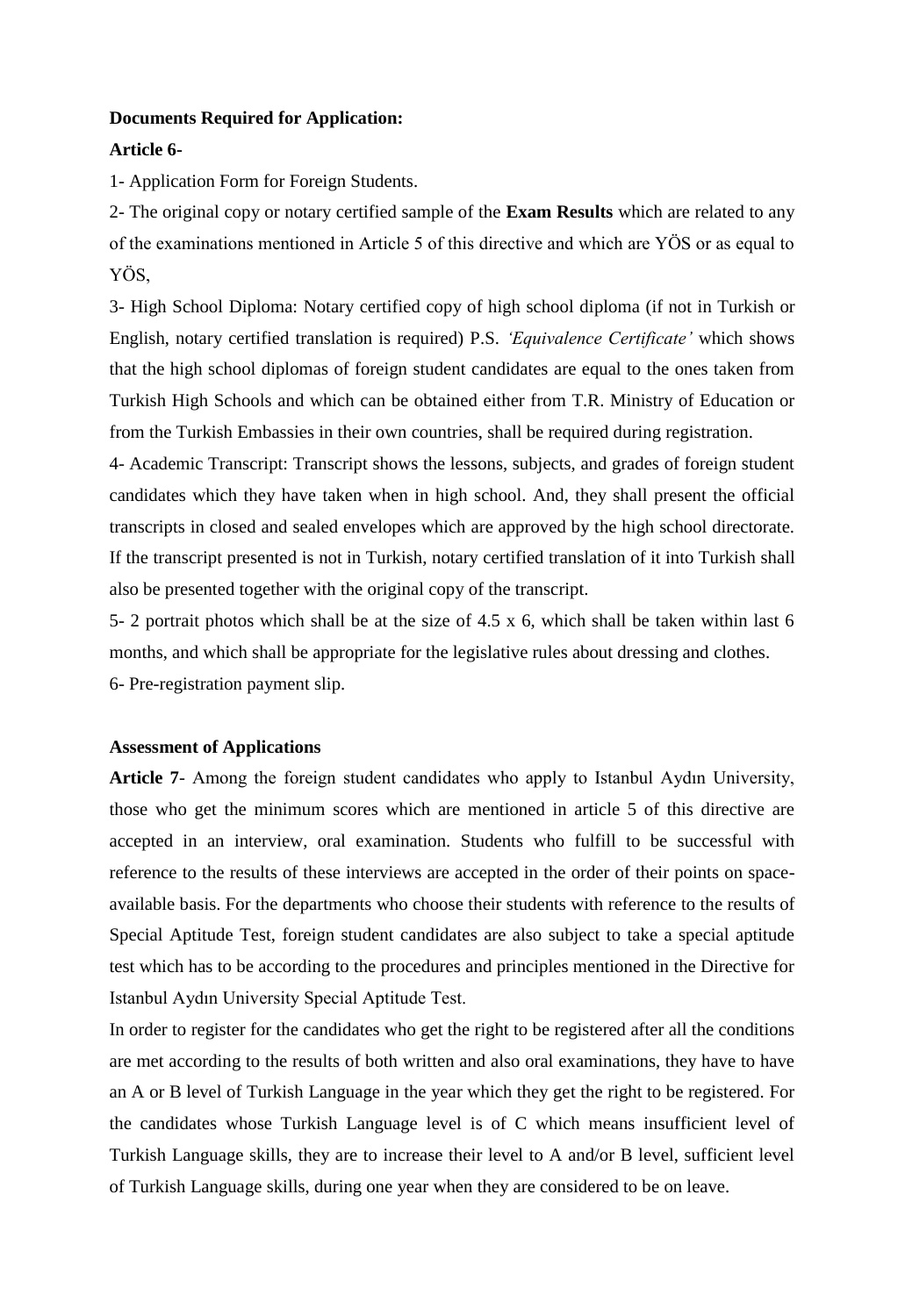**Documents Required for Application:**

**Article 6-**

1- Application Form for Foreign Students.

2- The original copy or notary certified sample of the **Exam Results** which are related to any of the examinations mentioned in Article 5 of this directive and which are YÖS or as equal to YÖS,

3- High School Diploma: Notary certified copy of high school diploma (if not in Turkish or English, notary certified translation is required) P.S. *'Equivalence Certificate'* which shows that the high school diplomas of foreign student candidates are equal to the ones taken from Turkish High Schools and which can be obtained either from T.R. Ministry of Education or from the Turkish Embassies in their own countries, shall be required during registration.

4- Academic Transcript: Transcript shows the lessons, subjects, and grades of foreign student candidates which they have taken when in high school. And, they shall present the official transcripts in closed and sealed envelopes which are approved by the high school directorate. If the transcript presented is not in Turkish, notary certified translation of it into Turkish shall also be presented together with the original copy of the transcript.

5- 2 portrait photos which shall be at the size of 4.5 x 6, which shall be taken within last 6 months, and which shall be appropriate for the legislative rules about dressing and clothes.

6- Pre-registration payment slip.

**Assessment of Applications**

**Article 7**- Among the foreign student candidates who apply to Istanbul Aydın University, those who get the minimum scores which are mentioned in article 5 of this directive are accepted in an interview, oral examination. Students who fulfill to be successful with reference to the results of these interviews are accepted in the order of their points on space-available basis. For the departments who choose their students with reference to the results of Special Aptitude Test, foreign student candidates are also subject to take a special aptitude test which has to be according to the procedures and principles mentioned in the Directive for Istanbul Aydın University Special Aptitude Test.

In order to register for the candidates who get the right to be registered after all the conditions are met according to the results of both written and also oral examinations, they have to have an A or B level of Turkish Language in the year which they get the right to be registered. For the candidates whose Turkish Language level is of C which means insufficient level of Turkish Language skills, they are to increase their level to A and/or B level, sufficient level of Turkish Language skills, during one year when they are considered to be on leave.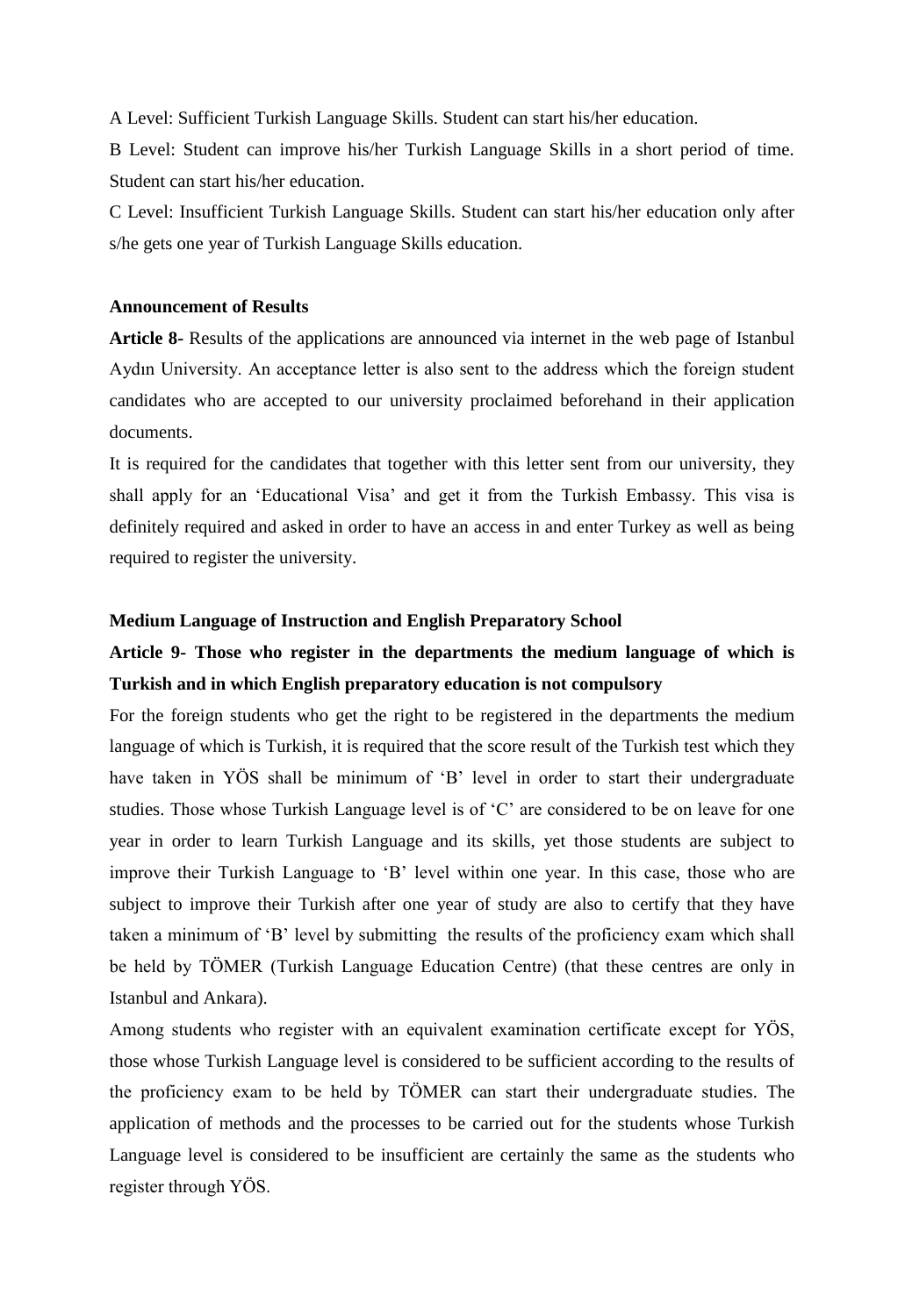A Level: Sufficient Turkish Language Skills. Student can start his/her education.

B Level: Student can improve his/her Turkish Language Skills in a short period of time. Student can start his/her education.

C Level: Insufficient Turkish Language Skills. Student can start his/her education only after s/he gets one year of Turkish Language Skills education.

**Announcement of Results**

**Article 8-** Results of the applications are announced via internet in the web page of Istanbul Aydın University. An acceptance letter is also sent to the address which the foreign student candidates who are accepted to our university proclaimed beforehand in their application documents.

It is required for the candidates that together with this letter sent from our university, they shall apply for an 'Educational Visa' and get it from the Turkish Embassy. This visa is definitely required and asked in order to have an access in and enter Turkey as well as being required to register the university.

**Medium Language of Instruction and English Preparatory School**

**Article 9- Those who register in the departments the medium language of which is Turkish and in which English preparatory education is not compulsory**

For the foreign students who get the right to be registered in the departments the medium language of which is Turkish, it is required that the score result of the Turkish test which they have taken in YÖS shall be minimum of 'B' level in order to start their undergraduate studies. Those whose Turkish Language level is of 'C' are considered to be on leave for one year in order to learn Turkish Language and its skills, yet those students are subject to improve their Turkish Language to 'B' level within one year. In this case, those who are subject to improve their Turkish after one year of study are also to certify that they have taken a minimum of 'B' level by submitting the results of the proficiency exam which shall be held by TÖMER (Turkish Language Education Centre) (that these centres are only in Istanbul and Ankara).

Among students who register with an equivalent examination certificate except for YÖS, those whose Turkish Language level is considered to be sufficient according to the results of the proficiency exam to be held by TÖMER can start their undergraduate studies. The application of methods and the processes to be carried out for the students whose Turkish Language level is considered to be insufficient are certainly the same as the students who register through YÖS.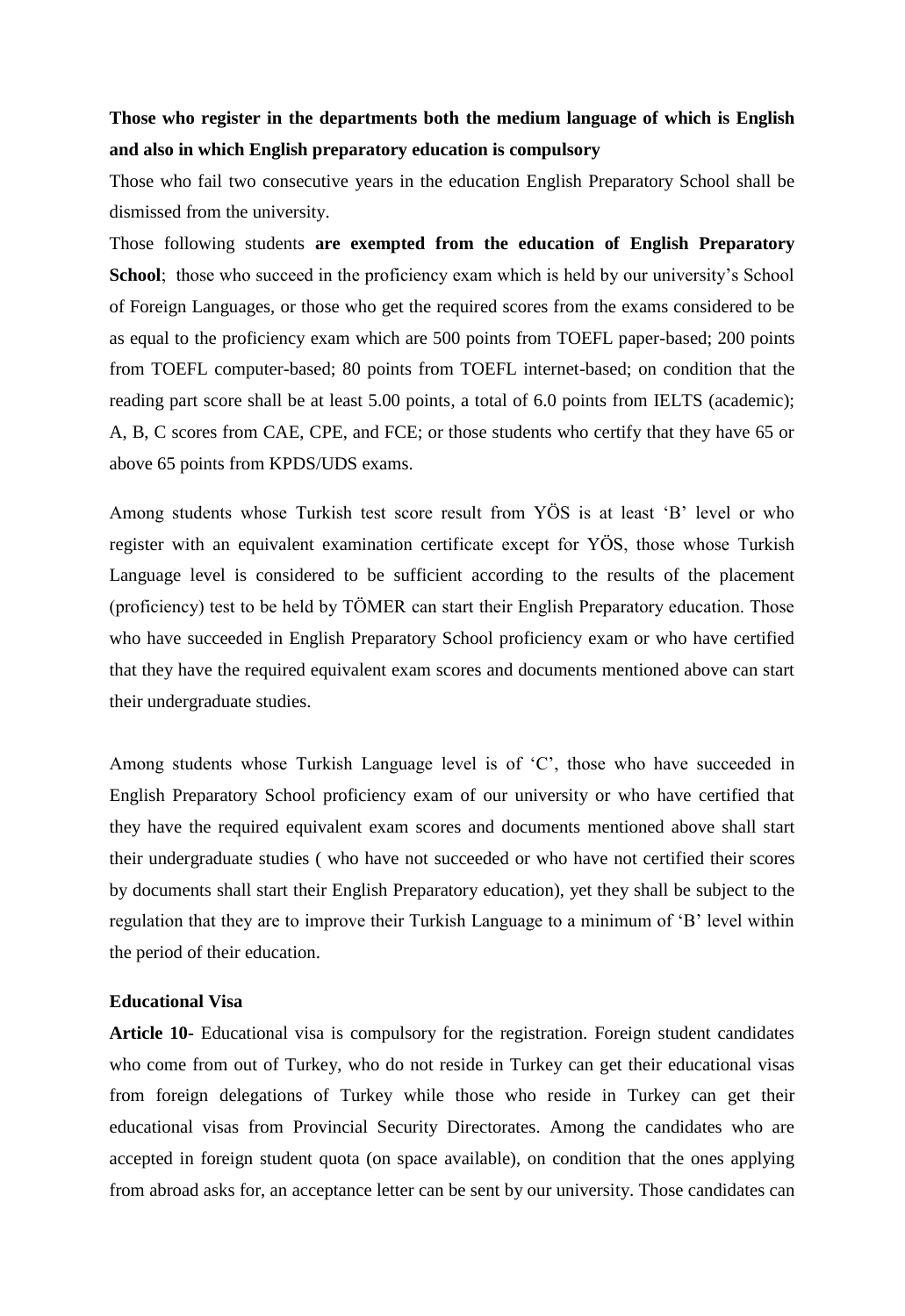**Those who register in the departments both the medium language of which is English and also in which English preparatory education is compulsory**

Those who fail two consecutive years in the education English Preparatory School shall be dismissed from the university.

Those following students **are exempted from the education of English Preparatory School**; those who succeed in the proficiency exam which is held by our university's School of Foreign Languages, or those who get the required scores from the exams considered to be as equal to the proficiency exam which are 500 points from TOEFL paper-based; 200 points from TOEFL computer-based; 80 points from TOEFL internet-based; on condition that the reading part score shall be at least 5.00 points, a total of 6.0 points from IELTS (academic); A, B, C scores from CAE, CPE, and FCE; or those students who certify that they have 65 or above 65 points from KPDS/UDS exams.

Among students whose Turkish test score result from YÖS is at least 'B' level or who register with an equivalent examination certificate except for YÖS, those whose Turkish Language level is considered to be sufficient according to the results of the placement (proficiency) test to be held by TÖMER can start their English Preparatory education. Those who have succeeded in English Preparatory School proficiency exam or who have certified that they have the required equivalent exam scores and documents mentioned above can start their undergraduate studies.

Among students whose Turkish Language level is of 'C', those who have succeeded in English Preparatory School proficiency exam of our university or who have certified that they have the required equivalent exam scores and documents mentioned above shall start their undergraduate studies ( who have not succeeded or who have not certified their scores by documents shall start their English Preparatory education), yet they shall be subject to the regulation that they are to improve their Turkish Language to a minimum of 'B' level within the period of their education.

**Educational Visa**

**Article 10-** Educational visa is compulsory for the registration. Foreign student candidates who come from out of Turkey, who do not reside in Turkey can get their educational visas from foreign delegations of Turkey while those who reside in Turkey can get their educational visas from Provincial Security Directorates. Among the candidates who are accepted in foreign student quota (on space available), on condition that the ones applying from abroad asks for, an acceptance letter can be sent by our university. Those candidates can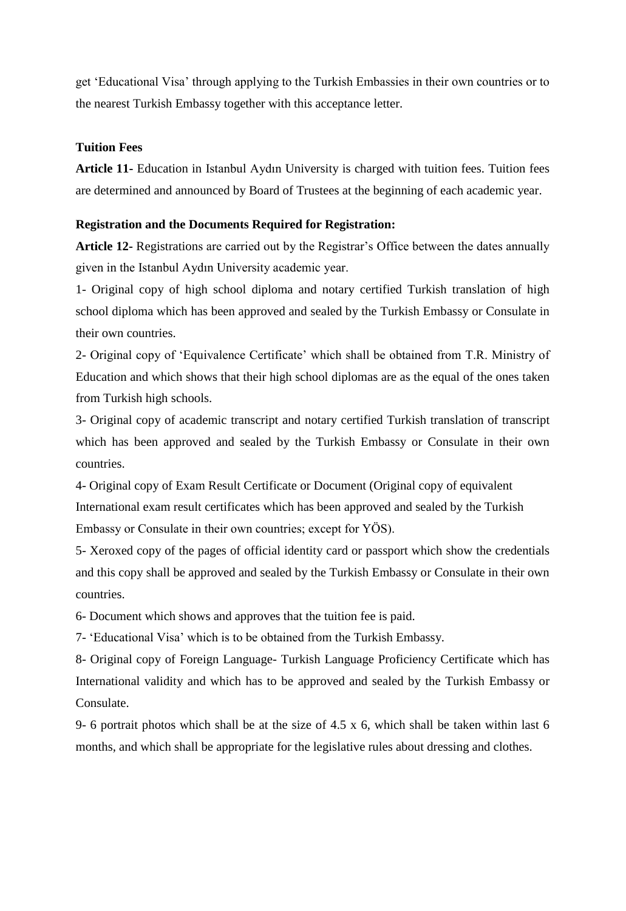get ‘Educational Visa’ through applying to the Turkish Embassies in their own countries or to the nearest Turkish Embassy together with this acceptance letter.

**Tuition Fees**

**Article 11**- Education in Istanbul Aydın University is charged with tuition fees. Tuition fees are determined and announced by Board of Trustees at the beginning of each academic year.

**Registration and the Documents Required for Registration:**

**Article 12-** Registrations are carried out by the Registrar’s Office between the dates annually given in the Istanbul Aydın University academic year.

1- Original copy of high school diploma and notary certified Turkish translation of high school diploma which has been approved and sealed by the Turkish Embassy or Consulate in their own countries.

2- Original copy of ‘Equivalence Certificate’ which shall be obtained from T.R. Ministry of Education and which shows that their high school diplomas are as the equal of the ones taken from Turkish high schools.

3- Original copy of academic transcript and notary certified Turkish translation of transcript which has been approved and sealed by the Turkish Embassy or Consulate in their own countries.

4- Original copy of Exam Result Certificate or Document (Original copy of equivalent International exam result certificates which has been approved and sealed by the Turkish Embassy or Consulate in their own countries; except for YÖS).

5- Xeroxed copy of the pages of official identity card or passport which show the credentials and this copy shall be approved and sealed by the Turkish Embassy or Consulate in their own countries.

6- Document which shows and approves that the tuition fee is paid.

7- ‘Educational Visa’ which is to be obtained from the Turkish Embassy.

8- Original copy of Foreign Language- Turkish Language Proficiency Certificate which has International validity and which has to be approved and sealed by the Turkish Embassy or Consulate.

9- 6 portrait photos which shall be at the size of 4.5 x 6, which shall be taken within last 6 months, and which shall be appropriate for the legislative rules about dressing and clothes.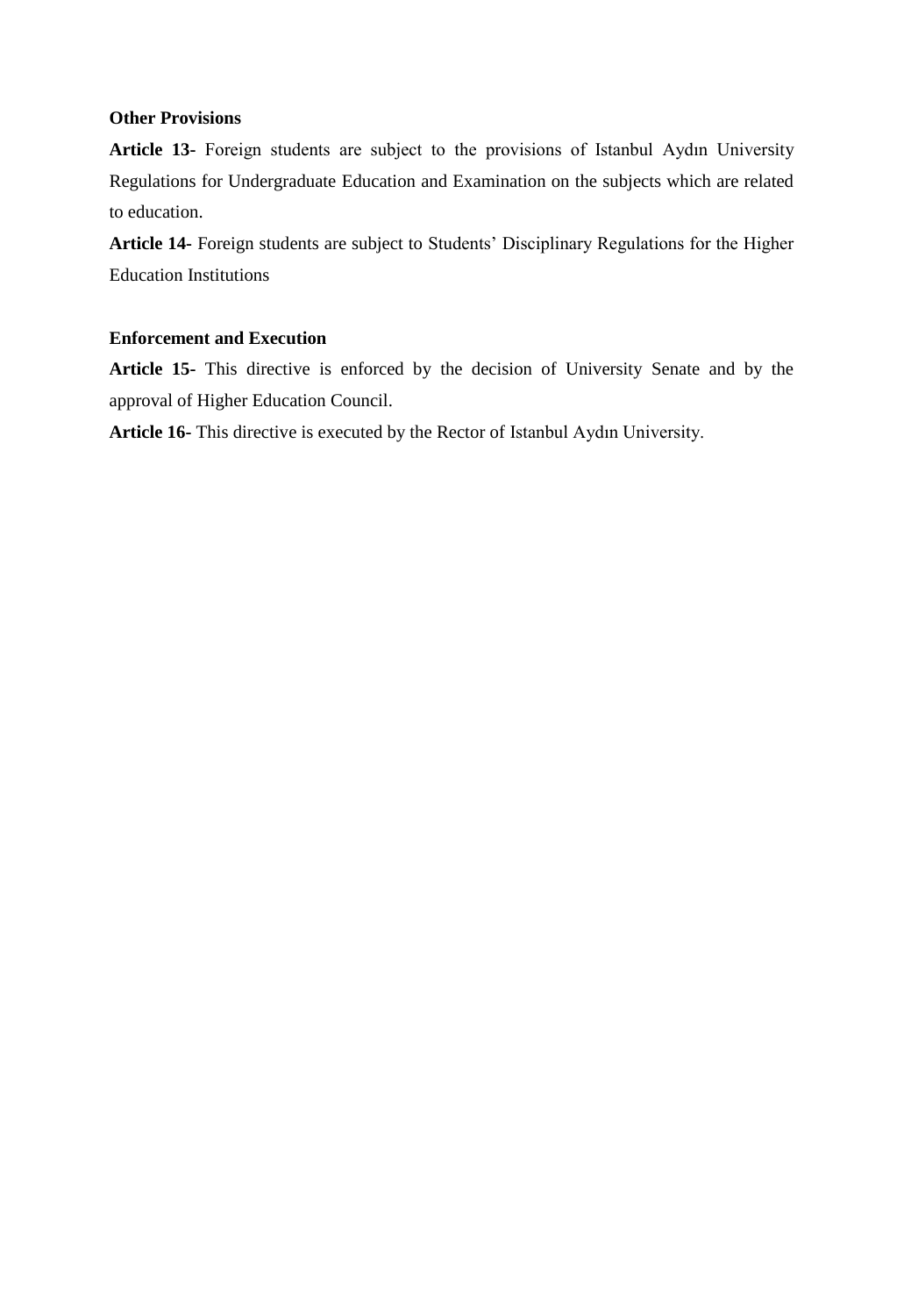### Other Provisions

**Article 13-** Foreign students are subject to the provisions of Istanbul Aydın University Regulations for Undergraduate Education and Examination on the subjects which are related to education.

**Article 14-** Foreign students are subject to Students' Disciplinary Regulations for the Higher Education Institutions

### Enforcement and Execution

**Article 15-** This directive is enforced by the decision of University Senate and by the approval of Higher Education Council.

**Article 16-** This directive is executed by the Rector of Istanbul Aydın University.